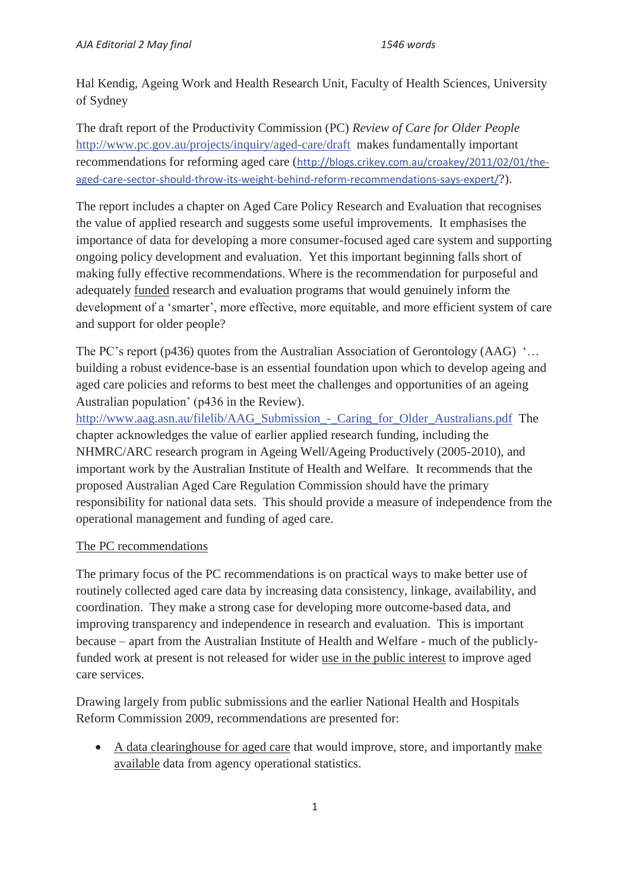*AJA Editorial 2 May final* *1546 words*

Hal Kendig, Ageing Work and Health Research Unit, Faculty of Health Sciences, University of Sydney

The draft report of the Productivity Commission (PC) *Review of Care for Older People* http://www.pc.gov.au/projects/inquiry/aged-care/draft makes fundamentally important recommendations for reforming aged care (http://blogs.crikey.com.au/croakey/2011/02/01/the-aged-care-sector-should-throw-its-weight-behind-reform-recommendations-says-expert/?).

The report includes a chapter on Aged Care Policy Research and Evaluation that recognises the value of applied research and suggests some useful improvements. It emphasises the importance of data for developing a more consumer-focused aged care system and supporting ongoing policy development and evaluation. Yet this important beginning falls short of making fully effective recommendations. Where is the recommendation for purposeful and adequately funded research and evaluation programs that would genuinely inform the development of a 'smarter', more effective, more equitable, and more efficient system of care and support for older people?

The PC's report (p436) quotes from the Australian Association of Gerontology (AAG) '… building a robust evidence-base is an essential foundation upon which to develop ageing and aged care policies and reforms to best meet the challenges and opportunities of an ageing Australian population' (p436 in the Review). http://www.aag.asn.au/filelib/AAG_Submission_-_Caring_for_Older_Australians.pdf The chapter acknowledges the value of earlier applied research funding, including the NHMRC/ARC research program in Ageing Well/Ageing Productively (2005-2010), and important work by the Australian Institute of Health and Welfare. It recommends that the proposed Australian Aged Care Regulation Commission should have the primary responsibility for national data sets. This should provide a measure of independence from the operational management and funding of aged care.

## The PC recommendations

The primary focus of the PC recommendations is on practical ways to make better use of routinely collected aged care data by increasing data consistency, linkage, availability, and coordination. They make a strong case for developing more outcome-based data, and improving transparency and independence in research and evaluation. This is important because – apart from the Australian Institute of Health and Welfare - much of the publicly-funded work at present is not released for wider use in the public interest to improve aged care services.

Drawing largely from public submissions and the earlier National Health and Hospitals Reform Commission 2009, recommendations are presented for:

- A data clearinghouse for aged care that would improve, store, and importantly make available data from agency operational statistics.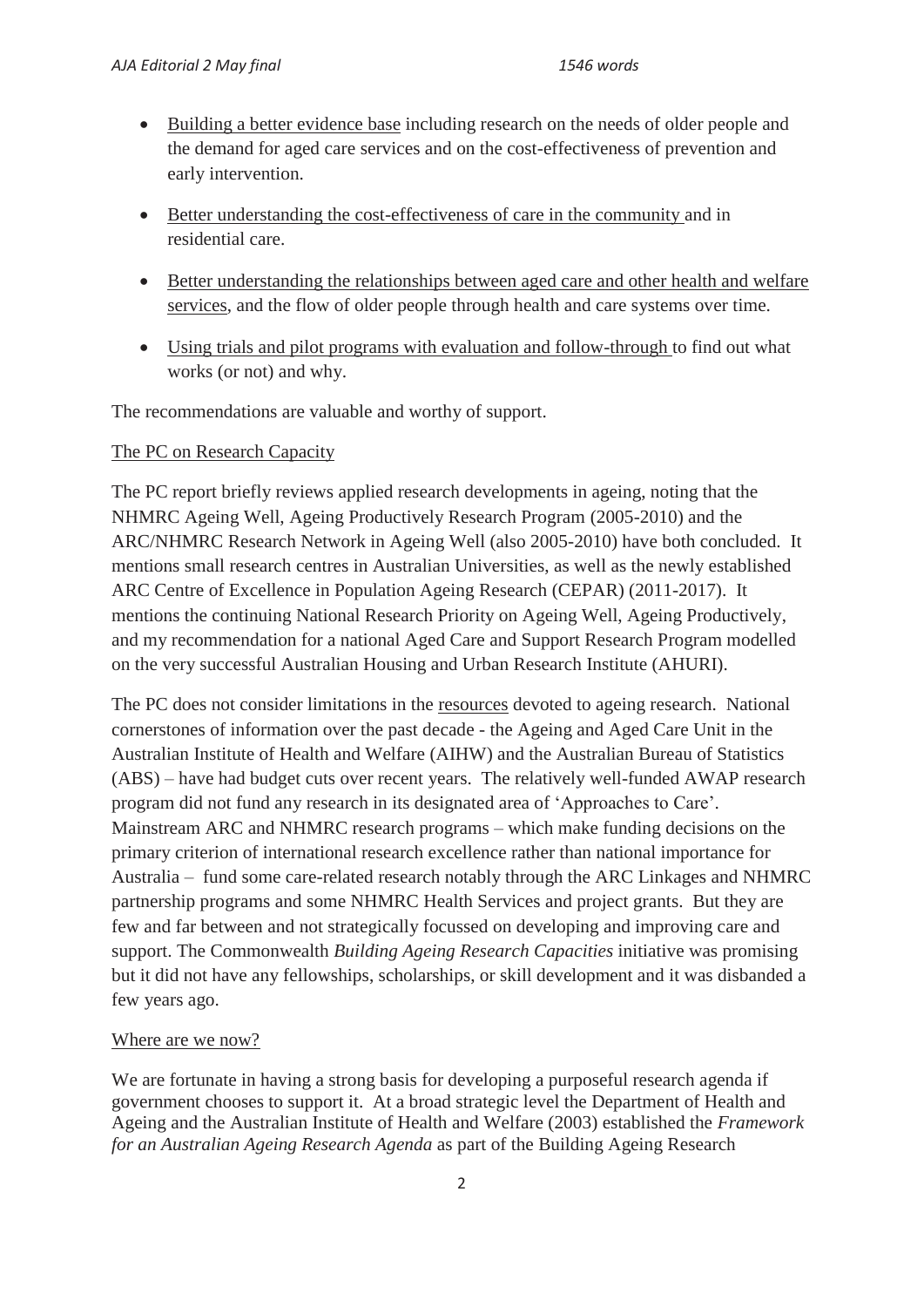- Building a better evidence base including research on the needs of older people and the demand for aged care services and on the cost-effectiveness of prevention and early intervention.
- Better understanding the cost-effectiveness of care in the community and in residential care.
- Better understanding the relationships between aged care and other health and welfare services, and the flow of older people through health and care systems over time.
- Using trials and pilot programs with evaluation and follow-through to find out what works (or not) and why.

The recommendations are valuable and worthy of support.

## The PC on Research Capacity

The PC report briefly reviews applied research developments in ageing, noting that the NHMRC Ageing Well, Ageing Productively Research Program (2005-2010) and the ARC/NHMRC Research Network in Ageing Well (also 2005-2010) have both concluded. It mentions small research centres in Australian Universities, as well as the newly established ARC Centre of Excellence in Population Ageing Research (CEPAR) (2011-2017). It mentions the continuing National Research Priority on Ageing Well, Ageing Productively, and my recommendation for a national Aged Care and Support Research Program modelled on the very successful Australian Housing and Urban Research Institute (AHURI).

The PC does not consider limitations in the resources devoted to ageing research. National cornerstones of information over the past decade - the Ageing and Aged Care Unit in the Australian Institute of Health and Welfare (AIHW) and the Australian Bureau of Statistics (ABS) – have had budget cuts over recent years. The relatively well-funded AWAP research program did not fund any research in its designated area of 'Approaches to Care'. Mainstream ARC and NHMRC research programs – which make funding decisions on the primary criterion of international research excellence rather than national importance for Australia – fund some care-related research notably through the ARC Linkages and NHMRC partnership programs and some NHMRC Health Services and project grants. But they are few and far between and not strategically focussed on developing and improving care and support. The Commonwealth *Building Ageing Research Capacities* initiative was promising but it did not have any fellowships, scholarships, or skill development and it was disbanded a few years ago.

## Where are we now?

We are fortunate in having a strong basis for developing a purposeful research agenda if government chooses to support it. At a broad strategic level the Department of Health and Ageing and the Australian Institute of Health and Welfare (2003) established the *Framework for an Australian Ageing Research Agenda* as part of the Building Ageing Research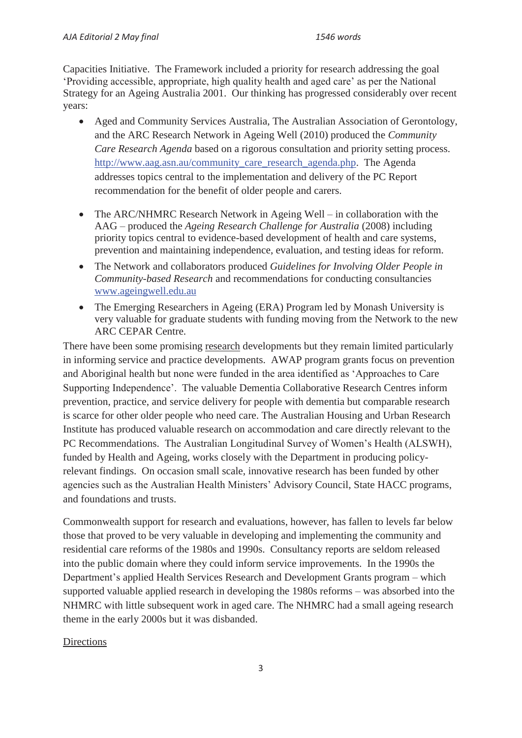Capacities Initiative. The Framework included a priority for research addressing the goal 'Providing accessible, appropriate, high quality health and aged care' as per the National Strategy for an Ageing Australia 2001. Our thinking has progressed considerably over recent years:

- Aged and Community Services Australia, The Australian Association of Gerontology, and the ARC Research Network in Ageing Well (2010) produced the *Community Care Research Agenda* based on a rigorous consultation and priority setting process. http://www.aag.asn.au/community_care_research_agenda.php. The Agenda addresses topics central to the implementation and delivery of the PC Report recommendation for the benefit of older people and carers.

- The ARC/NHMRC Research Network in Ageing Well – in collaboration with the AAG – produced the *Ageing Research Challenge for Australia* (2008) including priority topics central to evidence-based development of health and care systems, prevention and maintaining independence, evaluation, and testing ideas for reform.
- The Network and collaborators produced *Guidelines for Involving Older People in Community-based Research* and recommendations for conducting consultancies www.ageingwell.edu.au
- The Emerging Researchers in Ageing (ERA) Program led by Monash University is very valuable for graduate students with funding moving from the Network to the new ARC CEPAR Centre.

There have been some promising research developments but they remain limited particularly in informing service and practice developments. AWAP program grants focus on prevention and Aboriginal health but none were funded in the area identified as 'Approaches to Care Supporting Independence'. The valuable Dementia Collaborative Research Centres inform prevention, practice, and service delivery for people with dementia but comparable research is scarce for other older people who need care. The Australian Housing and Urban Research Institute has produced valuable research on accommodation and care directly relevant to the PC Recommendations. The Australian Longitudinal Survey of Women's Health (ALSWH), funded by Health and Ageing, works closely with the Department in producing policy-relevant findings. On occasion small scale, innovative research has been funded by other agencies such as the Australian Health Ministers' Advisory Council, State HACC programs, and foundations and trusts.

Commonwealth support for research and evaluations, however, has fallen to levels far below those that proved to be very valuable in developing and implementing the community and residential care reforms of the 1980s and 1990s. Consultancy reports are seldom released into the public domain where they could inform service improvements. In the 1990s the Department's applied Health Services Research and Development Grants program – which supported valuable applied research in developing the 1980s reforms – was absorbed into the NHMRC with little subsequent work in aged care. The NHMRC had a small ageing research theme in the early 2000s but it was disbanded.

Directions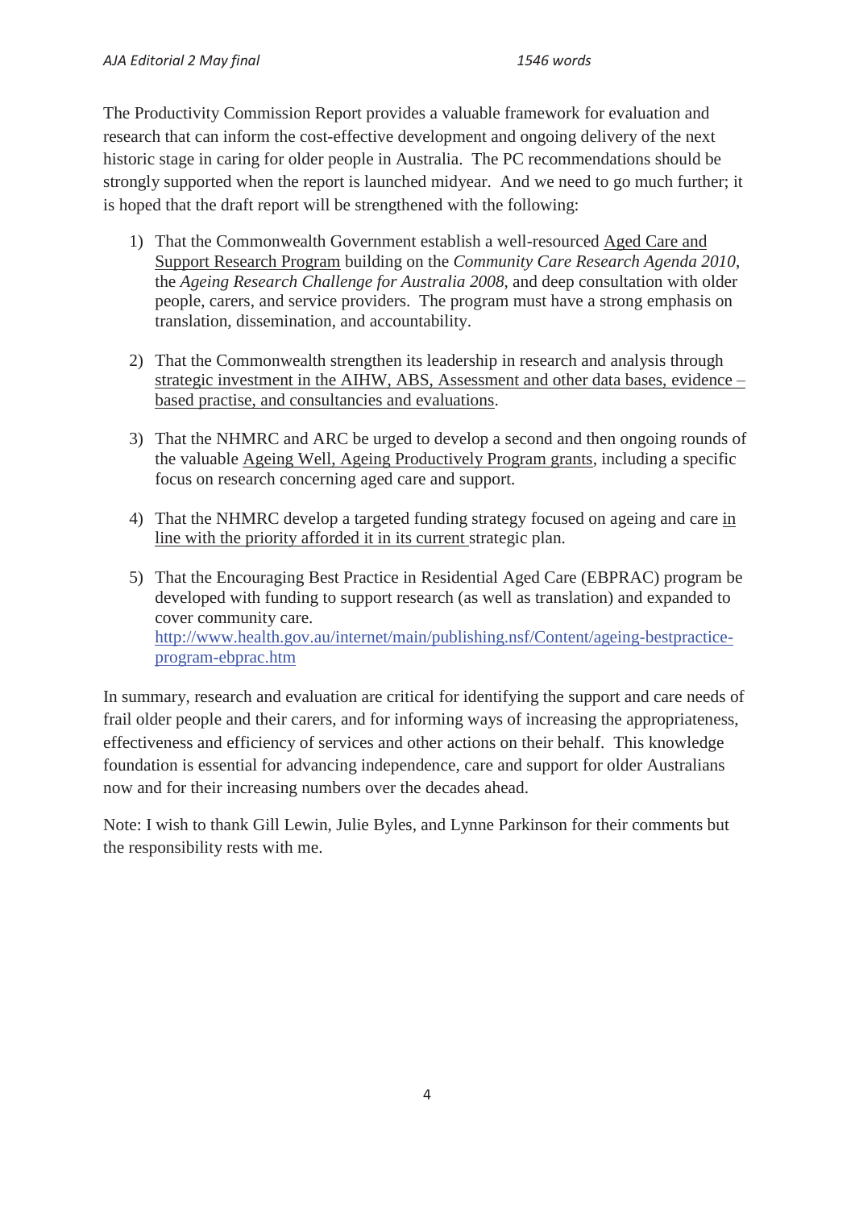The Productivity Commission Report provides a valuable framework for evaluation and research that can inform the cost-effective development and ongoing delivery of the next historic stage in caring for older people in Australia. The PC recommendations should be strongly supported when the report is launched midyear. And we need to go much further; it is hoped that the draft report will be strengthened with the following:

1) That the Commonwealth Government establish a well-resourced <u>Aged Care and Support Research Program</u> building on the *Community Care Research Agenda 2010*, the *Ageing Research Challenge for Australia 2008*, and deep consultation with older people, carers, and service providers. The program must have a strong emphasis on translation, dissemination, and accountability.

2) That the Commonwealth strengthen its leadership in research and analysis through <u>strategic investment in the AIHW, ABS, Assessment and other data bases, evidence – based practise, and consultancies and evaluations</u>.

3) That the NHMRC and ARC be urged to develop a second and then ongoing rounds of the valuable <u>Ageing Well, Ageing Productively Program grants</u>, including a specific focus on research concerning aged care and support.

4) That the NHMRC develop a targeted funding strategy focused on ageing and care <u>in line with the priority afforded it in its current</u> strategic plan.

5) That the Encouraging Best Practice in Residential Aged Care (EBPRAC) program be developed with funding to support research (as well as translation) and expanded to cover community care.
http://www.health.gov.au/internet/main/publishing.nsf/Content/ageing-bestpractice-program-ebprac.htm

In summary, research and evaluation are critical for identifying the support and care needs of frail older people and their carers, and for informing ways of increasing the appropriateness, effectiveness and efficiency of services and other actions on their behalf. This knowledge foundation is essential for advancing independence, care and support for older Australians now and for their increasing numbers over the decades ahead.

Note: I wish to thank Gill Lewin, Julie Byles, and Lynne Parkinson for their comments but the responsibility rests with me.